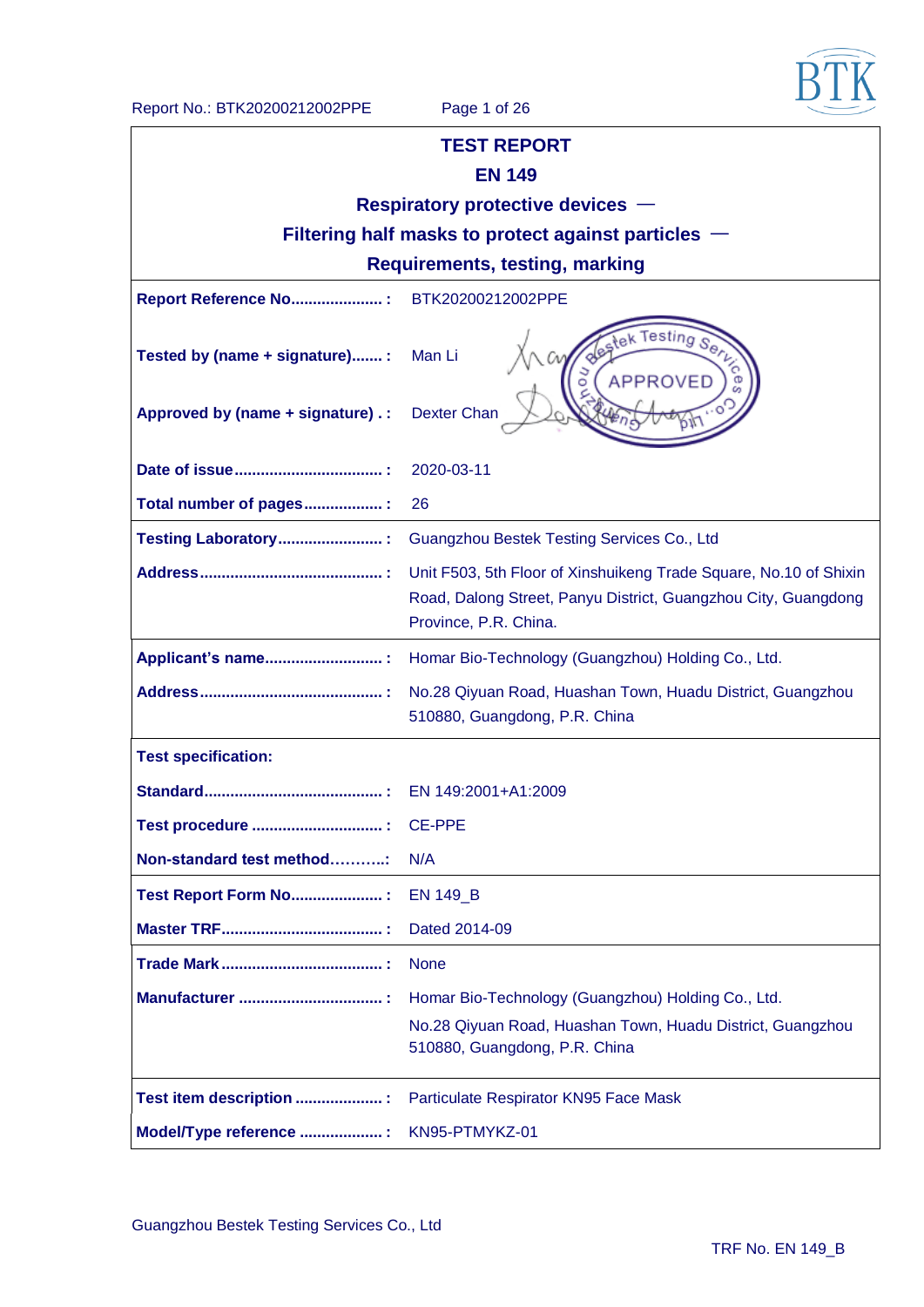# TEST REPORT

## EN 149

## Respiratory protective devices — Filtering half masks to protect against particles — Requirements, testing, marking

| | |
|---|---|
| **Report Reference No...................... :** | BTK20200212002PPE |
| **Tested by (name + signature)....... :** | Man Li |
| **Approved by (name + signature) . :** | Dexter Chan |
| **Date of issue.................................. :** | 2020-03-11 |
| **Total number of pages.................. :** | 26 |
| **Testing Laboratory........................ :** | Guangzhou Bestek Testing Services Co., Ltd |
| **Address.......................................... :** | Unit F503, 5th Floor of Xinshuikeng Trade Square, No.10 of Shixin Road, Dalong Street, Panyu District, Guangzhou City, Guangdong Province, P.R. China. |
| **Applicant's name........................... :** | Homar Bio-Technology (Guangzhou) Holding Co., Ltd. |
| **Address.......................................... :** | No.28 Qiyuan Road, Huashan Town, Huadu District, Guangzhou 510880, Guangdong, P.R. China |
| **Test specification:** | |
| **Standard......................................... :** | EN 149:2001+A1:2009 |
| **Test procedure .............................. :** | CE-PPE |
| **Non-standard test method………..:** | N/A |
| **Test Report Form No..................... :** | EN 149_B |
| **Master TRF..................................... :** | Dated 2014-09 |
| **Trade Mark..................................... :** | None |
| **Manufacturer ................................. :** | Homar Bio-Technology (Guangzhou) Holding Co., Ltd.<br>No.28 Qiyuan Road, Huashan Town, Huadu District, Guangzhou 510880, Guangdong, P.R. China |
| **Test item description .................... :** | Particulate Respirator KN95 Face Mask |
| **Model/Type reference ................... :** | KN95-PTMYKZ-01 |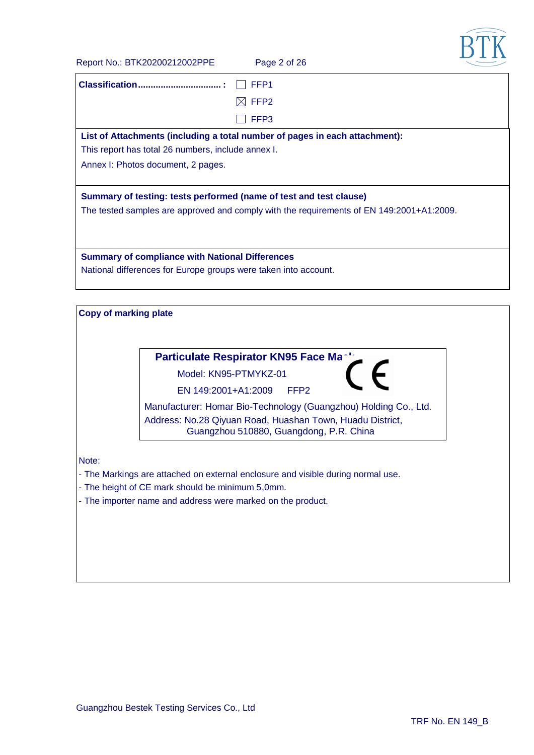**Classification................................ :** ☐ FFP1

☒ FFP2

☐ FFP3

**List of Attachments (including a total number of pages in each attachment):**

This report has total 26 numbers, include annex I.

Annex I: Photos document, 2 pages.

**Summary of testing: tests performed (name of test and test clause)**

The tested samples are approved and comply with the requirements of EN 149:2001+A1:2009.

**Summary of compliance with National Differences**

National differences for Europe groups were taken into account.

**Copy of marking plate**

**Particulate Respirator KN95 Face Mask**

Model: KN95-PTMYKZ-01

EN 149:2001+A1:2009 FFP2

CE

Manufacturer: Homar Bio-Technology (Guangzhou) Holding Co., Ltd.

Address: No.28 Qiyuan Road, Huashan Town, Huadu District, Guangzhou 510880, Guangdong, P.R. China

Note:

- The Markings are attached on external enclosure and visible during normal use.
- The height of CE mark should be minimum 5,0mm.
- The importer name and address were marked on the product.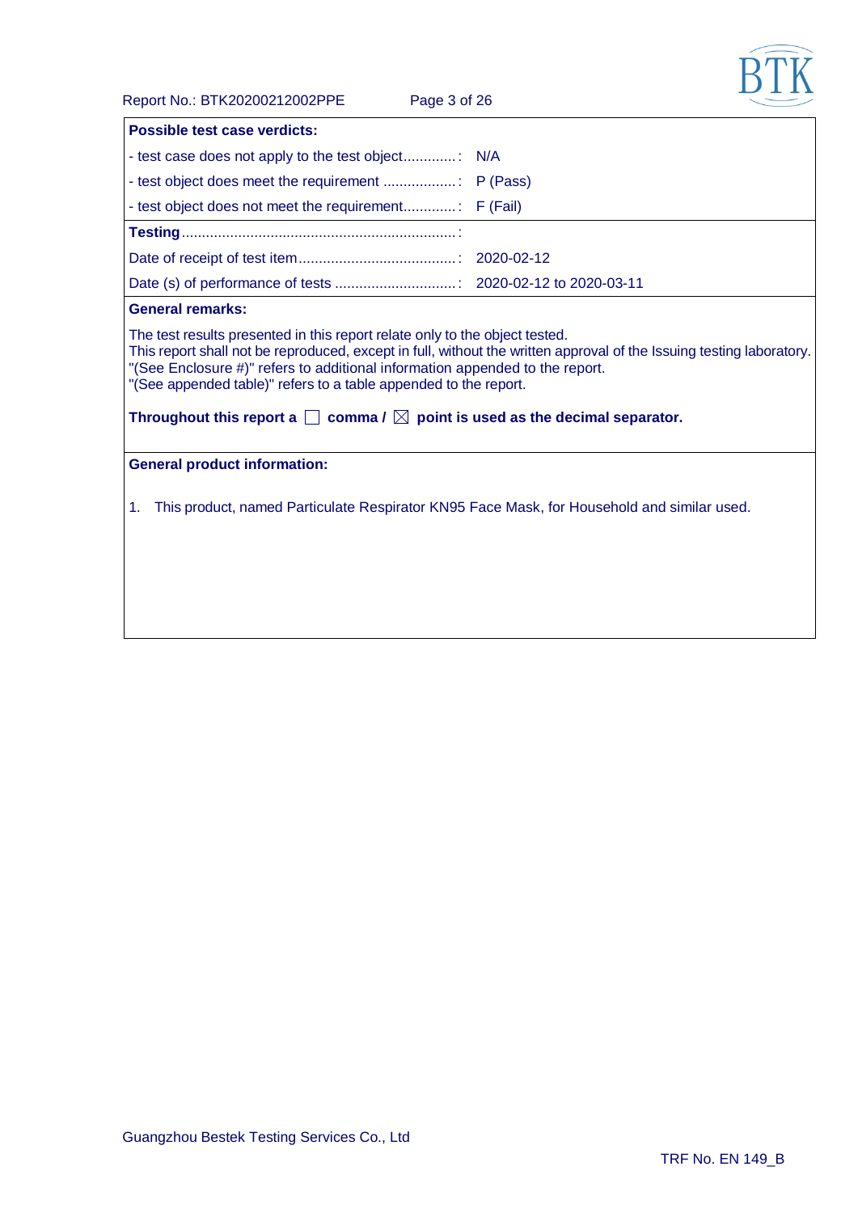**Possible test case verdicts:**

| | |
|---|---|
| - test case does not apply to the test object.............: | N/A |
| - test object does meet the requirement ..................: | P (Pass) |
| - test object does not meet the requirement.............: | F (Fail) |
| **Testing**....................................................................: | |
| Date of receipt of test item.......................................: | 2020-02-12 |
| Date (s) of performance of tests ..............................: | 2020-02-12 to 2020-03-11 |

**General remarks:**

The test results presented in this report relate only to the object tested.
This report shall not be reproduced, except in full, without the written approval of the Issuing testing laboratory.
"(See Enclosure #)" refers to additional information appended to the report.
"(See appended table)" refers to a table appended to the report.

**Throughout this report a ☐ comma / ☒ point is used as the decimal separator.**

**General product information:**

1. This product, named Particulate Respirator KN95 Face Mask, for Household and similar used.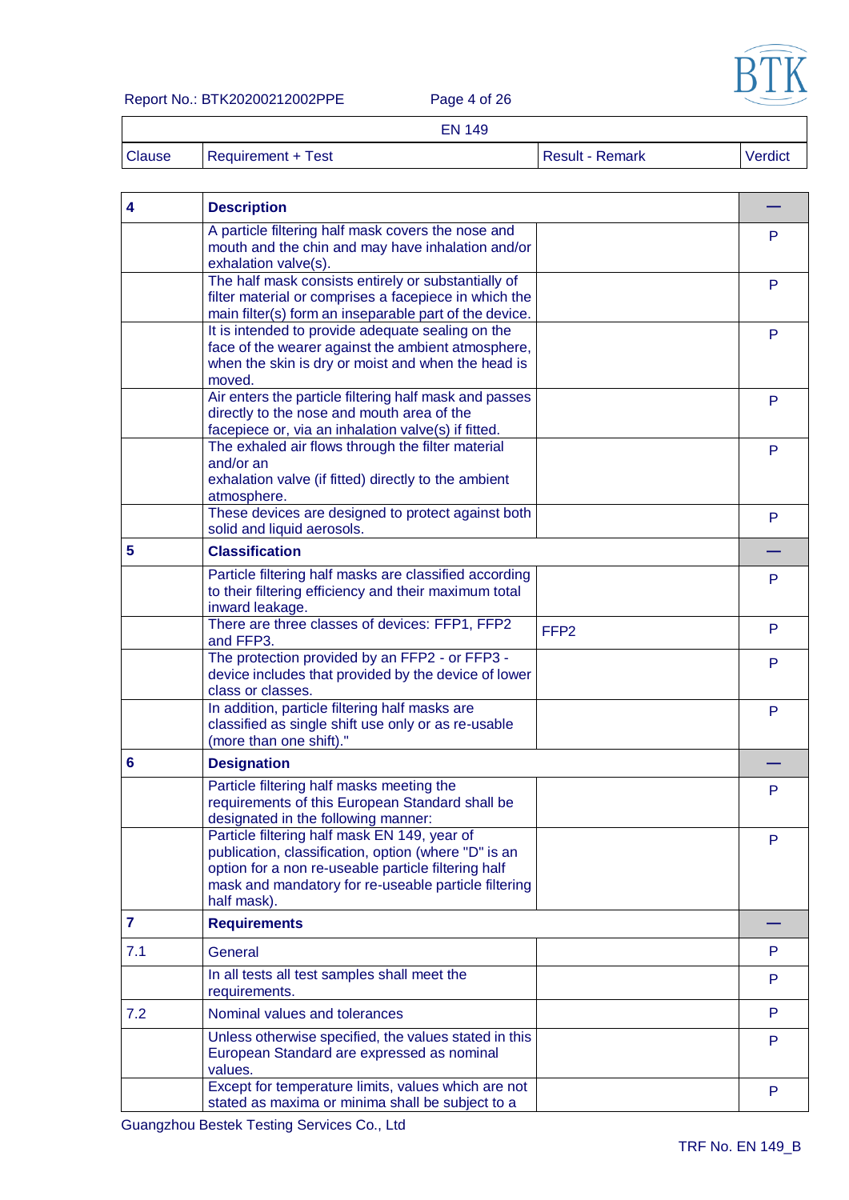| EN 149 | | | |
|---|---|---|---|
| Clause | Requirement + Test | Result - Remark | Verdict |
| 4 | **Description** | | — |
| | A particle filtering half mask covers the nose and mouth and the chin and may have inhalation and/or exhalation valve(s). | | P |
| | The half mask consists entirely or substantially of filter material or comprises a facepiece in which the main filter(s) form an inseparable part of the device. | | P |
| | It is intended to provide adequate sealing on the face of the wearer against the ambient atmosphere, when the skin is dry or moist and when the head is moved. | | P |
| | Air enters the particle filtering half mask and passes directly to the nose and mouth area of the facepiece or, via an inhalation valve(s) if fitted. | | P |
| | The exhaled air flows through the filter material and/or an exhalation valve (if fitted) directly to the ambient atmosphere. | | P |
| | These devices are designed to protect against both solid and liquid aerosols. | | P |
| 5 | **Classification** | | — |
| | Particle filtering half masks are classified according to their filtering efficiency and their maximum total inward leakage. | | P |
| | There are three classes of devices: FFP1, FFP2 and FFP3. | FFP2 | P |
| | The protection provided by an FFP2 - or FFP3 - device includes that provided by the device of lower class or classes. | | P |
| | In addition, particle filtering half masks are classified as single shift use only or as re-usable (more than one shift)." | | P |
| 6 | **Designation** | | — |
| | Particle filtering half masks meeting the requirements of this European Standard shall be designated in the following manner: | | P |
| | Particle filtering half mask EN 149, year of publication, classification, option (where "D" is an option for a non re-useable particle filtering half mask and mandatory for re-useable particle filtering half mask). | | P |
| 7 | **Requirements** | | — |
| 7.1 | General | | P |
| | In all tests all test samples shall meet the requirements. | | P |
| 7.2 | Nominal values and tolerances | | P |
| | Unless otherwise specified, the values stated in this European Standard are expressed as nominal values. | | P |
| | Except for temperature limits, values which are not stated as maxima or minima shall be subject to a | | P |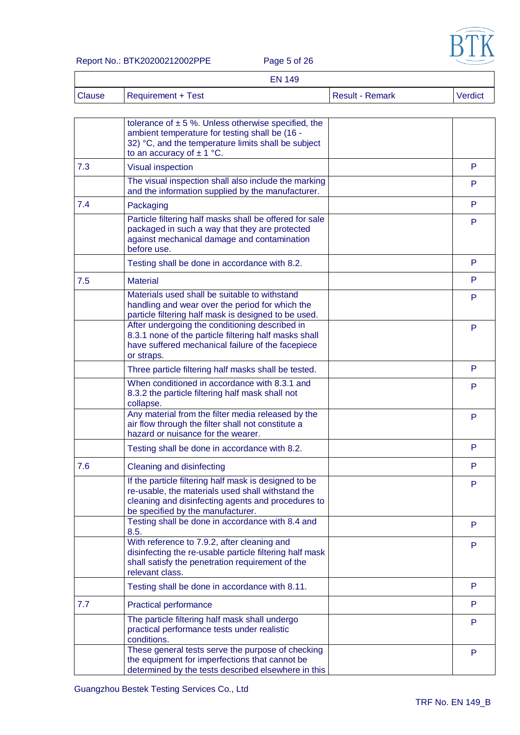| EN 149 | | | |
|---|---|---|---|
| Clause | Requirement + Test | Result - Remark | Verdict |
| | tolerance of ± 5 %. Unless otherwise specified, the ambient temperature for testing shall be (16 - 32) °C, and the temperature limits shall be subject to an accuracy of ± 1 °C. | | |
| 7.3 | Visual inspection | | P |
| | The visual inspection shall also include the marking and the information supplied by the manufacturer. | | P |
| 7.4 | Packaging | | P |
| | Particle filtering half masks shall be offered for sale packaged in such a way that they are protected against mechanical damage and contamination before use. | | P |
| | Testing shall be done in accordance with 8.2. | | P |
| 7.5 | Material | | P |
| | Materials used shall be suitable to withstand handling and wear over the period for which the particle filtering half mask is designed to be used. | | P |
| | After undergoing the conditioning described in 8.3.1 none of the particle filtering half masks shall have suffered mechanical failure of the facepiece or straps. | | P |
| | Three particle filtering half masks shall be tested. | | P |
| | When conditioned in accordance with 8.3.1 and 8.3.2 the particle filtering half mask shall not collapse. | | P |
| | Any material from the filter media released by the air flow through the filter shall not constitute a hazard or nuisance for the wearer. | | P |
| | Testing shall be done in accordance with 8.2. | | P |
| 7.6 | Cleaning and disinfecting | | P |
| | If the particle filtering half mask is designed to be re-usable, the materials used shall withstand the cleaning and disinfecting agents and procedures to be specified by the manufacturer. | | P |
| | Testing shall be done in accordance with 8.4 and 8.5. | | P |
| | With reference to 7.9.2, after cleaning and disinfecting the re-usable particle filtering half mask shall satisfy the penetration requirement of the relevant class. | | P |
| | Testing shall be done in accordance with 8.11. | | P |
| 7.7 | Practical performance | | P |
| | The particle filtering half mask shall undergo practical performance tests under realistic conditions. | | P |
| | These general tests serve the purpose of checking the equipment for imperfections that cannot be determined by the tests described elsewhere in this | | P |

Guangzhou Bestek Testing Services Co., Ltd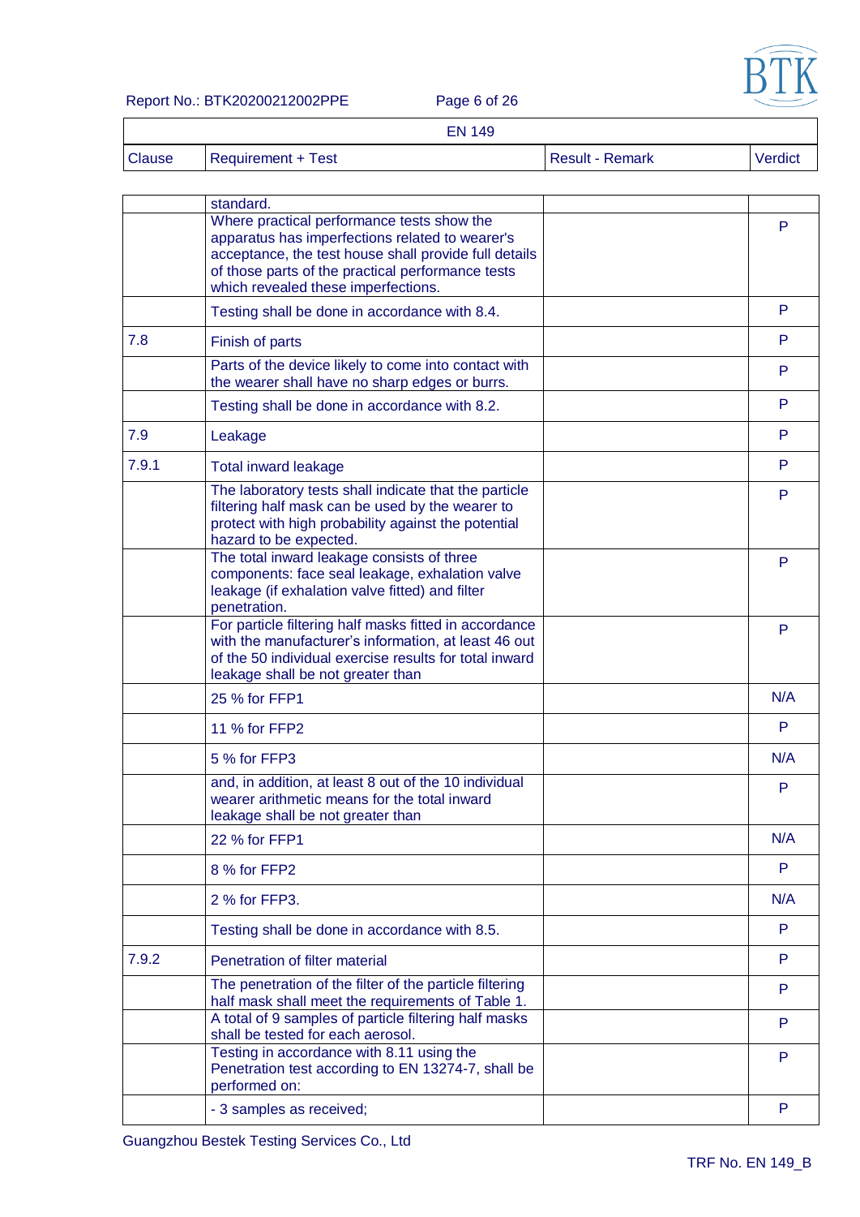| EN 149 | | | |
|---|---|---|---|
| Clause | Requirement + Test | Result - Remark | Verdict |
| | standard. | | |
| | Where practical performance tests show the apparatus has imperfections related to wearer's acceptance, the test house shall provide full details of those parts of the practical performance tests which revealed these imperfections. | | P |
| | Testing shall be done in accordance with 8.4. | | P |
| 7.8 | Finish of parts | | P |
| | Parts of the device likely to come into contact with the wearer shall have no sharp edges or burrs. | | P |
| | Testing shall be done in accordance with 8.2. | | P |
| 7.9 | Leakage | | P |
| 7.9.1 | Total inward leakage | | P |
| | The laboratory tests shall indicate that the particle filtering half mask can be used by the wearer to protect with high probability against the potential hazard to be expected. | | P |
| | The total inward leakage consists of three components: face seal leakage, exhalation valve leakage (if exhalation valve fitted) and filter penetration. | | P |
| | For particle filtering half masks fitted in accordance with the manufacturer's information, at least 46 out of the 50 individual exercise results for total inward leakage shall be not greater than | | P |
| | 25 % for FFP1 | | N/A |
| | 11 % for FFP2 | | P |
| | 5 % for FFP3 | | N/A |
| | and, in addition, at least 8 out of the 10 individual wearer arithmetic means for the total inward leakage shall be not greater than | | P |
| | 22 % for FFP1 | | N/A |
| | 8 % for FFP2 | | P |
| | 2 % for FFP3. | | N/A |
| | Testing shall be done in accordance with 8.5. | | P |
| 7.9.2 | Penetration of filter material | | P |
| | The penetration of the filter of the particle filtering half mask shall meet the requirements of Table 1. | | P |
| | A total of 9 samples of particle filtering half masks shall be tested for each aerosol. | | P |
| | Testing in accordance with 8.11 using the Penetration test according to EN 13274-7, shall be performed on: | | P |
| | - 3 samples as received; | | P |

Guangzhou Bestek Testing Services Co., Ltd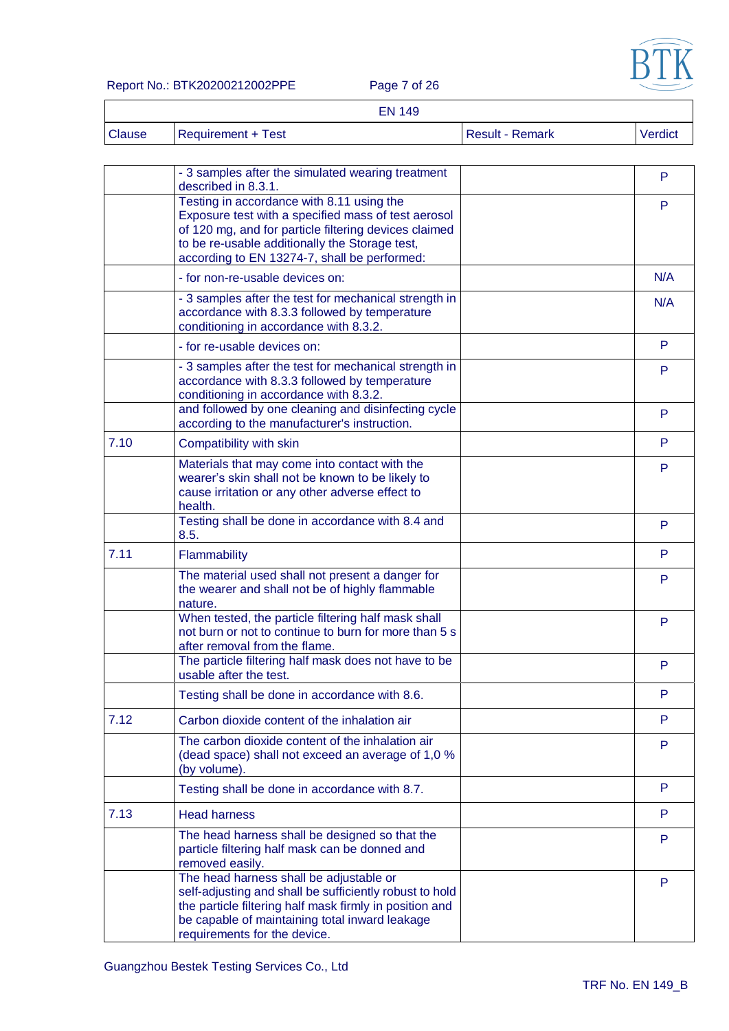| EN 149 | | | |
|---|---|---|---|
| Clause | Requirement + Test | Result - Remark | Verdict |
| | - 3 samples after the simulated wearing treatment described in 8.3.1. | | P |
| | Testing in accordance with 8.11 using the Exposure test with a specified mass of test aerosol of 120 mg, and for particle filtering devices claimed to be re-usable additionally the Storage test, according to EN 13274-7, shall be performed: | | P |
| | - for non-re-usable devices on: | | N/A |
| | - 3 samples after the test for mechanical strength in accordance with 8.3.3 followed by temperature conditioning in accordance with 8.3.2. | | N/A |
| | - for re-usable devices on: | | P |
| | - 3 samples after the test for mechanical strength in accordance with 8.3.3 followed by temperature conditioning in accordance with 8.3.2. | | P |
| | and followed by one cleaning and disinfecting cycle according to the manufacturer's instruction. | | P |
| 7.10 | Compatibility with skin | | P |
| | Materials that may come into contact with the wearer's skin shall not be known to be likely to cause irritation or any other adverse effect to health. | | P |
| | Testing shall be done in accordance with 8.4 and 8.5. | | P |
| 7.11 | Flammability | | P |
| | The material used shall not present a danger for the wearer and shall not be of highly flammable nature. | | P |
| | When tested, the particle filtering half mask shall not burn or not to continue to burn for more than 5 s after removal from the flame. | | P |
| | The particle filtering half mask does not have to be usable after the test. | | P |
| | Testing shall be done in accordance with 8.6. | | P |
| 7.12 | Carbon dioxide content of the inhalation air | | P |
| | The carbon dioxide content of the inhalation air (dead space) shall not exceed an average of 1,0 % (by volume). | | P |
| | Testing shall be done in accordance with 8.7. | | P |
| 7.13 | Head harness | | P |
| | The head harness shall be designed so that the particle filtering half mask can be donned and removed easily. | | P |
| | The head harness shall be adjustable or self-adjusting and shall be sufficiently robust to hold the particle filtering half mask firmly in position and be capable of maintaining total inward leakage requirements for the device. | | P |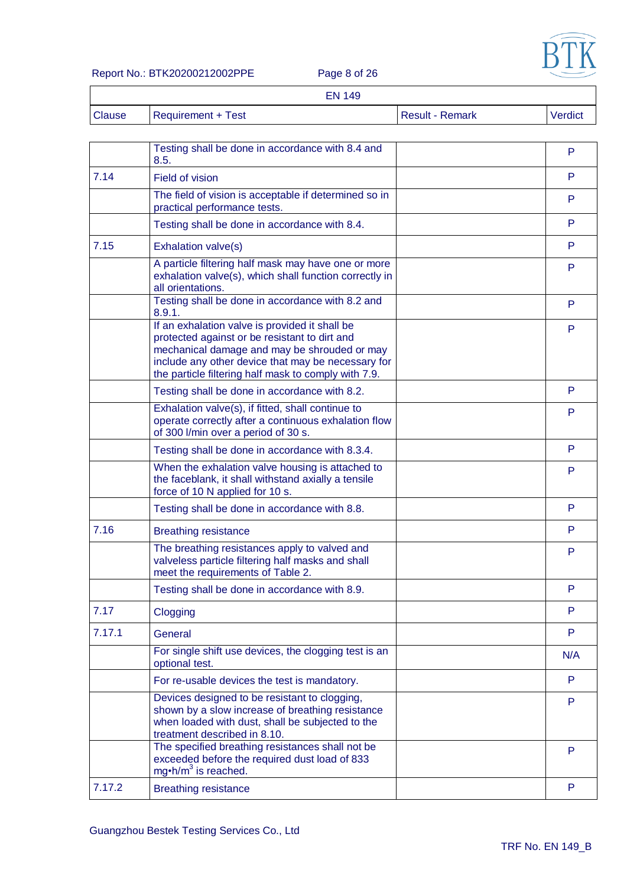| EN 149 | | | |
|---|---|---|---|
| Clause | Requirement + Test | Result - Remark | Verdict |
| | Testing shall be done in accordance with 8.4 and 8.5. | | P |
| 7.14 | Field of vision | | P |
| | The field of vision is acceptable if determined so in practical performance tests. | | P |
| | Testing shall be done in accordance with 8.4. | | P |
| 7.15 | Exhalation valve(s) | | P |
| | A particle filtering half mask may have one or more exhalation valve(s), which shall function correctly in all orientations. | | P |
| | Testing shall be done in accordance with 8.2 and 8.9.1. | | P |
| | If an exhalation valve is provided it shall be protected against or be resistant to dirt and mechanical damage and may be shrouded or may include any other device that may be necessary for the particle filtering half mask to comply with 7.9. | | P |
| | Testing shall be done in accordance with 8.2. | | P |
| | Exhalation valve(s), if fitted, shall continue to operate correctly after a continuous exhalation flow of 300 l/min over a period of 30 s. | | P |
| | Testing shall be done in accordance with 8.3.4. | | P |
| | When the exhalation valve housing is attached to the faceblank, it shall withstand axially a tensile force of 10 N applied for 10 s. | | P |
| | Testing shall be done in accordance with 8.8. | | P |
| 7.16 | Breathing resistance | | P |
| | The breathing resistances apply to valved and valveless particle filtering half masks and shall meet the requirements of Table 2. | | P |
| | Testing shall be done in accordance with 8.9. | | P |
| 7.17 | Clogging | | P |
| 7.17.1 | General | | P |
| | For single shift use devices, the clogging test is an optional test. | | N/A |
| | For re-usable devices the test is mandatory. | | P |
| | Devices designed to be resistant to clogging, shown by a slow increase of breathing resistance when loaded with dust, shall be subjected to the treatment described in 8.10. | | P |
| | The specified breathing resistances shall not be exceeded before the required dust load of 833 mg•h/$m^3$ is reached. | | P |
| 7.17.2 | Breathing resistance | | P |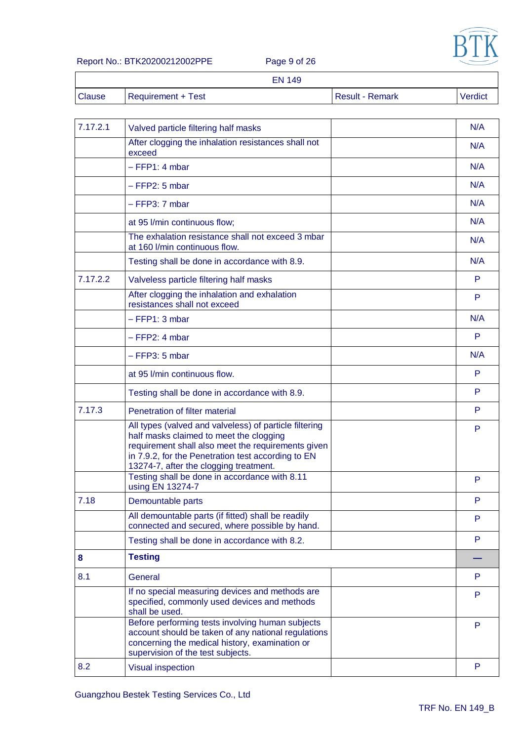| EN 149 | | | |
|---|---|---|---|
| Clause | Requirement + Test | Result - Remark | Verdict |
| 7.17.2.1 | Valved particle filtering half masks | | N/A |
| | After clogging the inhalation resistances shall not exceed | | N/A |
| | – FFP1: 4 mbar | | N/A |
| | – FFP2: 5 mbar | | N/A |
| | – FFP3: 7 mbar | | N/A |
| | at 95 l/min continuous flow; | | N/A |
| | The exhalation resistance shall not exceed 3 mbar at 160 l/min continuous flow. | | N/A |
| | Testing shall be done in accordance with 8.9. | | N/A |
| 7.17.2.2 | Valveless particle filtering half masks | | P |
| | After clogging the inhalation and exhalation resistances shall not exceed | | P |
| | – FFP1: 3 mbar | | N/A |
| | – FFP2: 4 mbar | | P |
| | – FFP3: 5 mbar | | N/A |
| | at 95 l/min continuous flow. | | P |
| | Testing shall be done in accordance with 8.9. | | P |
| 7.17.3 | Penetration of filter material | | P |
| | All types (valved and valveless) of particle filtering half masks claimed to meet the clogging requirement shall also meet the requirements given in 7.9.2, for the Penetration test according to EN 13274-7, after the clogging treatment. | | P |
| | Testing shall be done in accordance with 8.11 using EN 13274-7 | | P |
| 7.18 | Demountable parts | | P |
| | All demountable parts (if fitted) shall be readily connected and secured, where possible by hand. | | P |
| | Testing shall be done in accordance with 8.2. | | P |
| **8** | **Testing** | | — |
| 8.1 | General | | P |
| | If no special measuring devices and methods are specified, commonly used devices and methods shall be used. | | P |
| | Before performing tests involving human subjects account should be taken of any national regulations concerning the medical history, examination or supervision of the test subjects. | | P |
| 8.2 | Visual inspection | | P |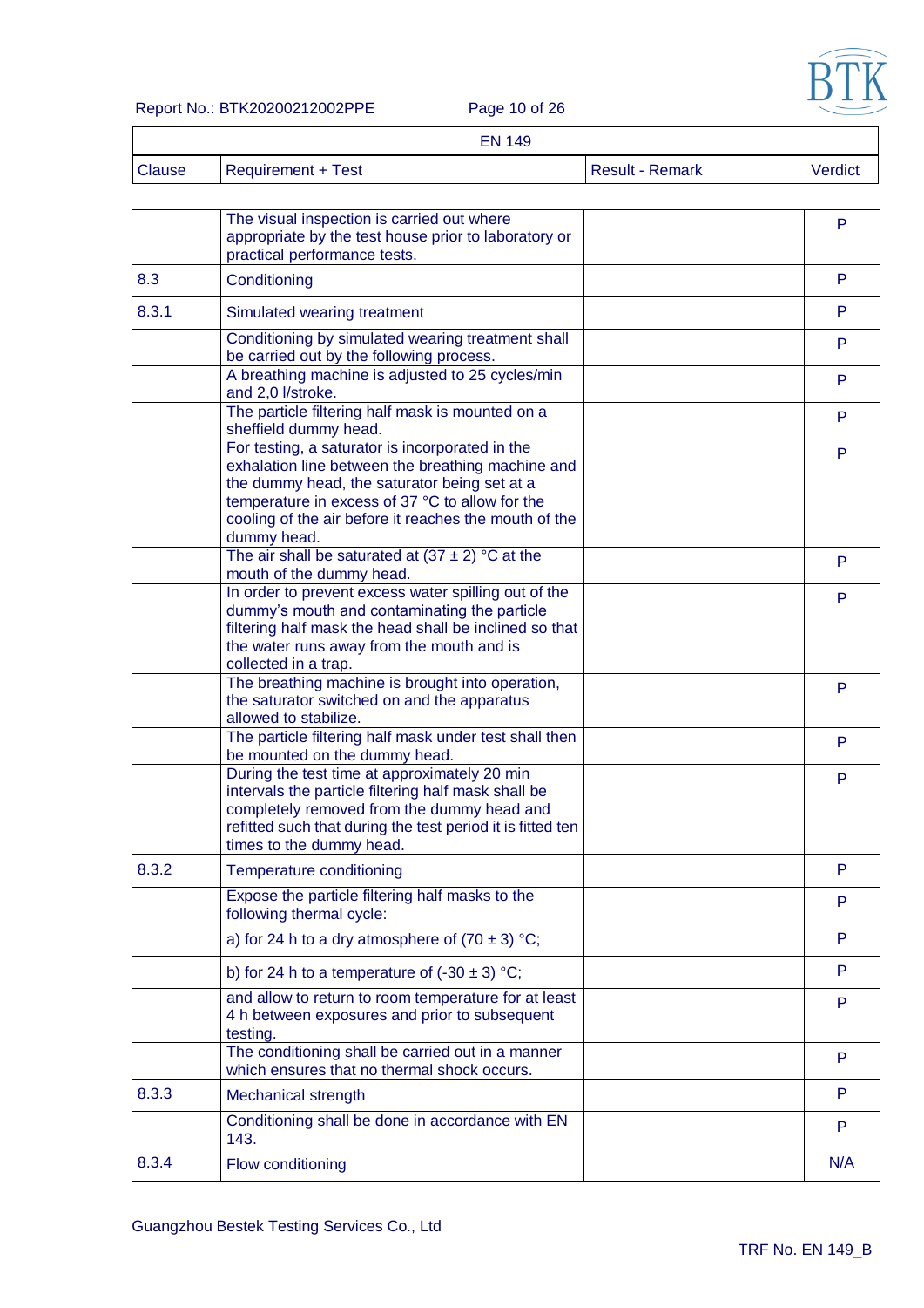| Clause | Requirement + Test | Result - Remark | Verdict |
|---|---|---|---|
| | The visual inspection is carried out where appropriate by the test house prior to laboratory or practical performance tests. | | P |
| 8.3 | Conditioning | | P |
| 8.3.1 | Simulated wearing treatment | | P |
| | Conditioning by simulated wearing treatment shall be carried out by the following process. | | P |
| | A breathing machine is adjusted to 25 cycles/min and 2,0 l/stroke. | | P |
| | The particle filtering half mask is mounted on a sheffield dummy head. | | P |
| | For testing, a saturator is incorporated in the exhalation line between the breathing machine and the dummy head, the saturator being set at a temperature in excess of 37 °C to allow for the cooling of the air before it reaches the mouth of the dummy head. | | P |
| | The air shall be saturated at (37 ± 2) °C at the mouth of the dummy head. | | P |
| | In order to prevent excess water spilling out of the dummy's mouth and contaminating the particle filtering half mask the head shall be inclined so that the water runs away from the mouth and is collected in a trap. | | P |
| | The breathing machine is brought into operation, the saturator switched on and the apparatus allowed to stabilize. | | P |
| | The particle filtering half mask under test shall then be mounted on the dummy head. | | P |
| | During the test time at approximately 20 min intervals the particle filtering half mask shall be completely removed from the dummy head and refitted such that during the test period it is fitted ten times to the dummy head. | | P |
| 8.3.2 | Temperature conditioning | | P |
| | Expose the particle filtering half masks to the following thermal cycle: | | P |
| | a) for 24 h to a dry atmosphere of (70 ± 3) °C; | | P |
| | b) for 24 h to a temperature of (-30 ± 3) °C; | | P |
| | and allow to return to room temperature for at least 4 h between exposures and prior to subsequent testing. | | P |
| | The conditioning shall be carried out in a manner which ensures that no thermal shock occurs. | | P |
| 8.3.3 | Mechanical strength | | P |
| | Conditioning shall be done in accordance with EN 143. | | P |
| 8.3.4 | Flow conditioning | | N/A |

Guangzhou Bestek Testing Services Co., Ltd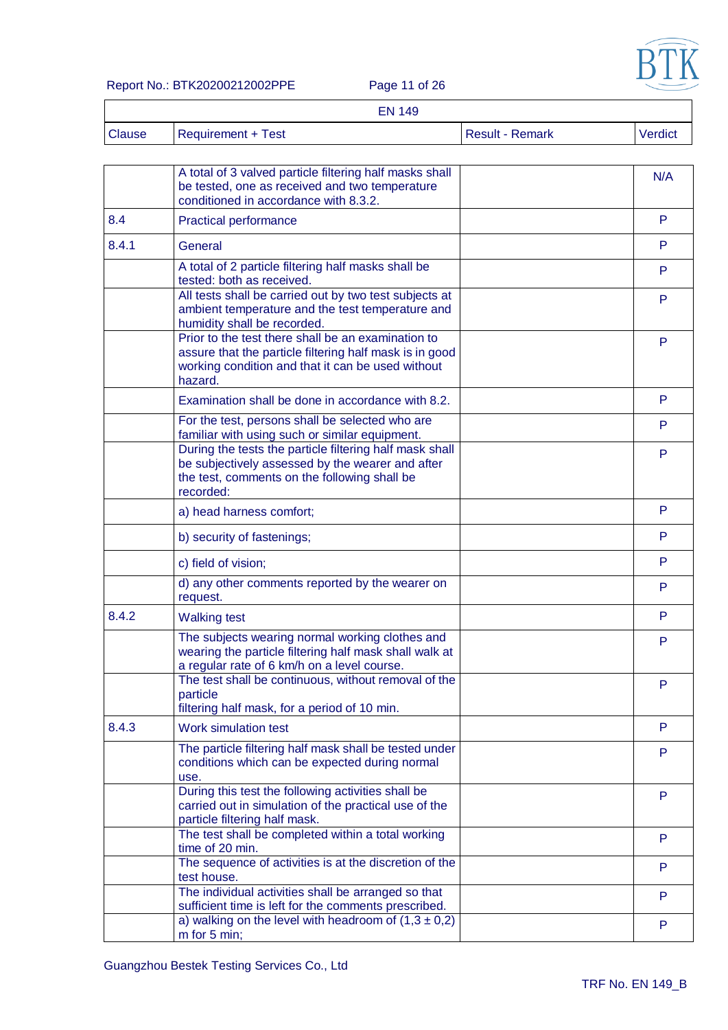| EN 149 | | | |
|---|---|---|---|
| Clause | Requirement + Test | Result - Remark | Verdict |
| | A total of 3 valved particle filtering half masks shall be tested, one as received and two temperature conditioned in accordance with 8.3.2. | | N/A |
| 8.4 | Practical performance | | P |
| 8.4.1 | General | | P |
| | A total of 2 particle filtering half masks shall be tested: both as received. | | P |
| | All tests shall be carried out by two test subjects at ambient temperature and the test temperature and humidity shall be recorded. | | P |
| | Prior to the test there shall be an examination to assure that the particle filtering half mask is in good working condition and that it can be used without hazard. | | P |
| | Examination shall be done in accordance with 8.2. | | P |
| | For the test, persons shall be selected who are familiar with using such or similar equipment. | | P |
| | During the tests the particle filtering half mask shall be subjectively assessed by the wearer and after the test, comments on the following shall be recorded: | | P |
| | a) head harness comfort; | | P |
| | b) security of fastenings; | | P |
| | c) field of vision; | | P |
| | d) any other comments reported by the wearer on request. | | P |
| 8.4.2 | Walking test | | P |
| | The subjects wearing normal working clothes and wearing the particle filtering half mask shall walk at a regular rate of 6 km/h on a level course. | | P |
| | The test shall be continuous, without removal of the particle filtering half mask, for a period of 10 min. | | P |
| 8.4.3 | Work simulation test | | P |
| | The particle filtering half mask shall be tested under conditions which can be expected during normal use. | | P |
| | During this test the following activities shall be carried out in simulation of the practical use of the particle filtering half mask. | | P |
| | The test shall be completed within a total working time of 20 min. | | P |
| | The sequence of activities is at the discretion of the test house. | | P |
| | The individual activities shall be arranged so that sufficient time is left for the comments prescribed. | | P |
| | a) walking on the level with headroom of (1,3 ± 0,2) m for 5 min; | | P |

Guangzhou Bestek Testing Services Co., Ltd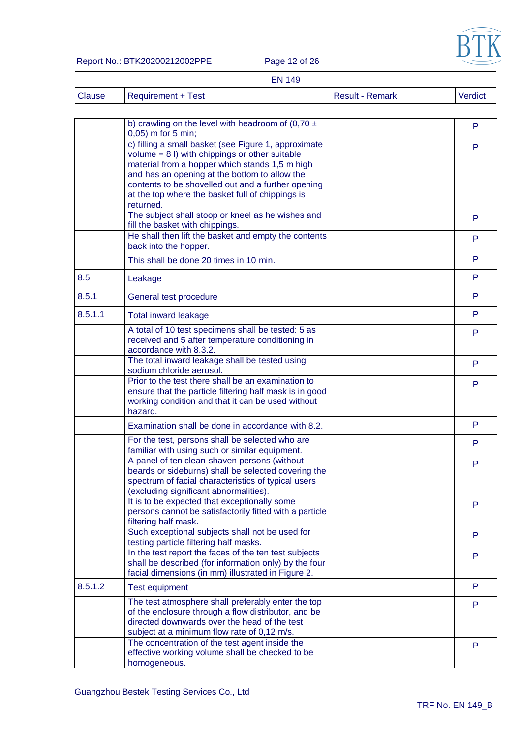| EN 149 | | | |
|---|---|---|---|
| Clause | Requirement + Test | Result - Remark | Verdict |
| | b) crawling on the level with headroom of (0,70 ± 0,05) m for 5 min; | | P |
| | c) filling a small basket (see Figure 1, approximate volume = 8 l) with chippings or other suitable material from a hopper which stands 1,5 m high and has an opening at the bottom to allow the contents to be shovelled out and a further opening at the top where the basket full of chippings is returned. | | P |
| | The subject shall stoop or kneel as he wishes and fill the basket with chippings. | | P |
| | He shall then lift the basket and empty the contents back into the hopper. | | P |
| | This shall be done 20 times in 10 min. | | P |
| 8.5 | Leakage | | P |
| 8.5.1 | General test procedure | | P |
| 8.5.1.1 | Total inward leakage | | P |
| | A total of 10 test specimens shall be tested: 5 as received and 5 after temperature conditioning in accordance with 8.3.2. | | P |
| | The total inward leakage shall be tested using sodium chloride aerosol. | | P |
| | Prior to the test there shall be an examination to ensure that the particle filtering half mask is in good working condition and that it can be used without hazard. | | P |
| | Examination shall be done in accordance with 8.2. | | P |
| | For the test, persons shall be selected who are familiar with using such or similar equipment. | | P |
| | A panel of ten clean-shaven persons (without beards or sideburns) shall be selected covering the spectrum of facial characteristics of typical users (excluding significant abnormalities). | | P |
| | It is to be expected that exceptionally some persons cannot be satisfactorily fitted with a particle filtering half mask. | | P |
| | Such exceptional subjects shall not be used for testing particle filtering half masks. | | P |
| | In the test report the faces of the ten test subjects shall be described (for information only) by the four facial dimensions (in mm) illustrated in Figure 2. | | P |
| 8.5.1.2 | Test equipment | | P |
| | The test atmosphere shall preferably enter the top of the enclosure through a flow distributor, and be directed downwards over the head of the test subject at a minimum flow rate of 0,12 m/s. | | P |
| | The concentration of the test agent inside the effective working volume shall be checked to be homogeneous. | | P |

Guangzhou Bestek Testing Services Co., Ltd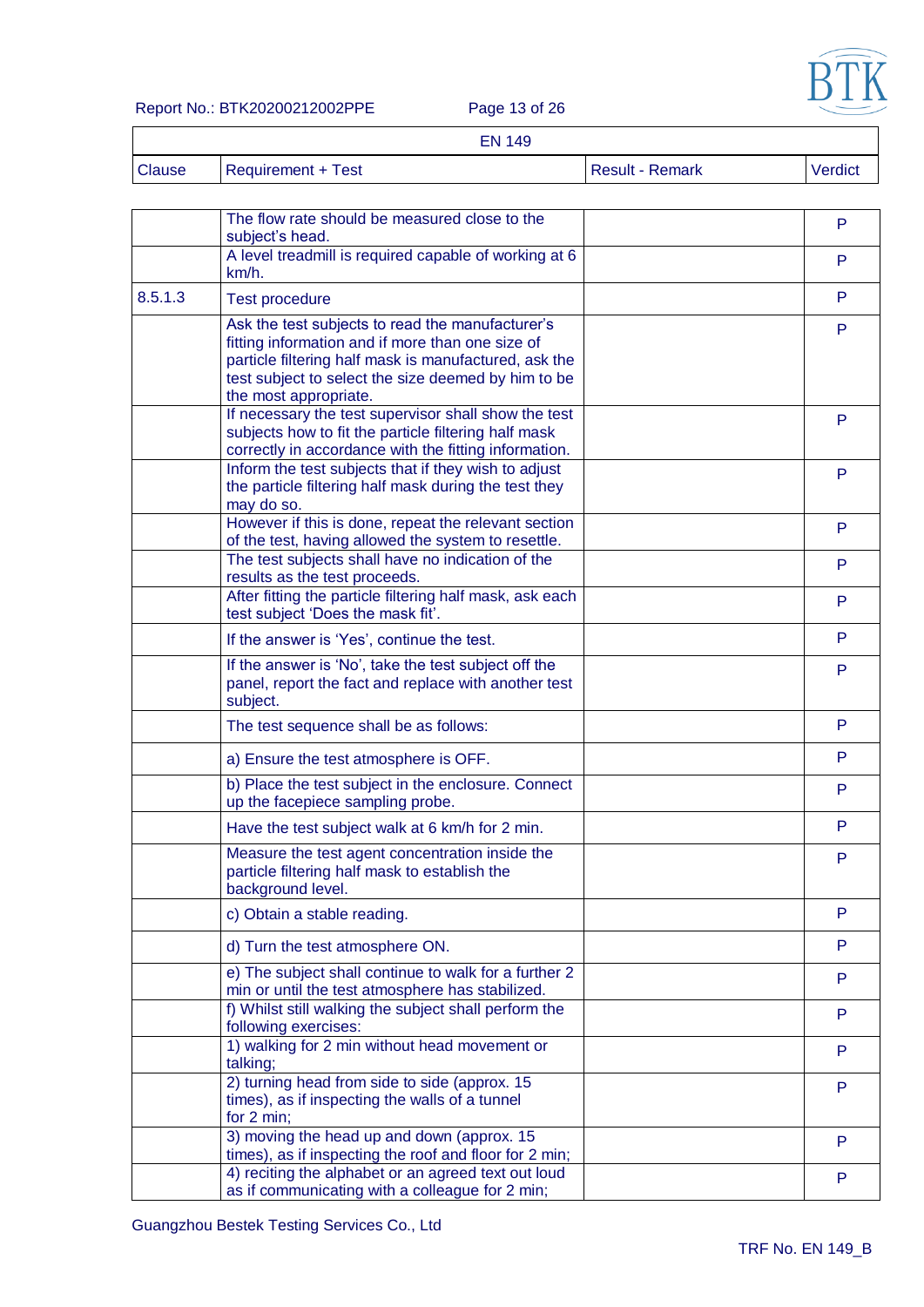| Clause | Requirement + Test | Result - Remark | Verdict |
|---|---|---|---|
| | The flow rate should be measured close to the subject's head. | | P |
| | A level treadmill is required capable of working at 6 km/h. | | P |
| 8.5.1.3 | Test procedure | | P |
| | Ask the test subjects to read the manufacturer's fitting information and if more than one size of particle filtering half mask is manufactured, ask the test subject to select the size deemed by him to be the most appropriate. | | P |
| | If necessary the test supervisor shall show the test subjects how to fit the particle filtering half mask correctly in accordance with the fitting information. | | P |
| | Inform the test subjects that if they wish to adjust the particle filtering half mask during the test they may do so. | | P |
| | However if this is done, repeat the relevant section of the test, having allowed the system to resettle. | | P |
| | The test subjects shall have no indication of the results as the test proceeds. | | P |
| | After fitting the particle filtering half mask, ask each test subject 'Does the mask fit'. | | P |
| | If the answer is 'Yes', continue the test. | | P |
| | If the answer is 'No', take the test subject off the panel, report the fact and replace with another test subject. | | P |
| | The test sequence shall be as follows: | | P |
| | a) Ensure the test atmosphere is OFF. | | P |
| | b) Place the test subject in the enclosure. Connect up the facepiece sampling probe. | | P |
| | Have the test subject walk at 6 km/h for 2 min. | | P |
| | Measure the test agent concentration inside the particle filtering half mask to establish the background level. | | P |
| | c) Obtain a stable reading. | | P |
| | d) Turn the test atmosphere ON. | | P |
| | e) The subject shall continue to walk for a further 2 min or until the test atmosphere has stabilized. | | P |
| | f) Whilst still walking the subject shall perform the following exercises: | | P |
| | 1) walking for 2 min without head movement or talking; | | P |
| | 2) turning head from side to side (approx. 15 times), as if inspecting the walls of a tunnel for 2 min; | | P |
| | 3) moving the head up and down (approx. 15 times), as if inspecting the roof and floor for 2 min; | | P |
| | 4) reciting the alphabet or an agreed text out loud as if communicating with a colleague for 2 min; | | P |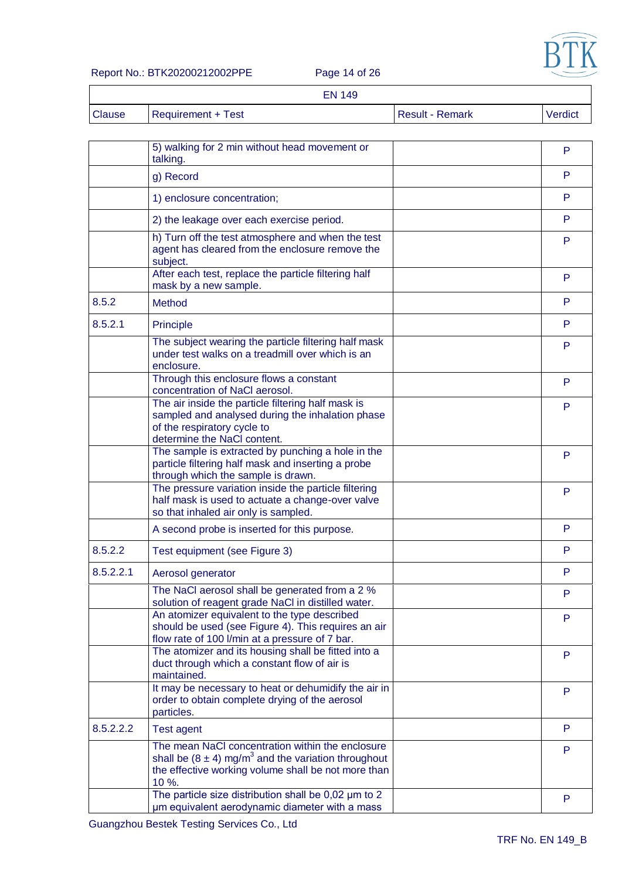| EN 149 | | | |
|---|---|---|---|
| Clause | Requirement + Test | Result - Remark | Verdict |
| | 5) walking for 2 min without head movement or talking. | | P |
| | g) Record | | P |
| | 1) enclosure concentration; | | P |
| | 2) the leakage over each exercise period. | | P |
| | h) Turn off the test atmosphere and when the test agent has cleared from the enclosure remove the subject. | | P |
| | After each test, replace the particle filtering half mask by a new sample. | | P |
| 8.5.2 | Method | | P |
| 8.5.2.1 | Principle | | P |
| | The subject wearing the particle filtering half mask under test walks on a treadmill over which is an enclosure. | | P |
| | Through this enclosure flows a constant concentration of NaCl aerosol. | | P |
| | The air inside the particle filtering half mask is sampled and analysed during the inhalation phase of the respiratory cycle to determine the NaCl content. | | P |
| | The sample is extracted by punching a hole in the particle filtering half mask and inserting a probe through which the sample is drawn. | | P |
| | The pressure variation inside the particle filtering half mask is used to actuate a change-over valve so that inhaled air only is sampled. | | P |
| | A second probe is inserted for this purpose. | | P |
| 8.5.2.2 | Test equipment (see Figure 3) | | P |
| 8.5.2.2.1 | Aerosol generator | | P |
| | The NaCl aerosol shall be generated from a 2 % solution of reagent grade NaCl in distilled water. | | P |
| | An atomizer equivalent to the type described should be used (see Figure 4). This requires an air flow rate of 100 l/min at a pressure of 7 bar. | | P |
| | The atomizer and its housing shall be fitted into a duct through which a constant flow of air is maintained. | | P |
| | It may be necessary to heat or dehumidify the air in order to obtain complete drying of the aerosol particles. | | P |
| 8.5.2.2.2 | Test agent | | P |
| | The mean NaCl concentration within the enclosure shall be $(8 \pm 4)$ mg/m$^3$ and the variation throughout the effective working volume shall be not more than 10 %. | | P |
| | The particle size distribution shall be 0,02 µm to 2 µm equivalent aerodynamic diameter with a mass | | P |

Guangzhou Bestek Testing Services Co., Ltd

TRF No. EN 149_B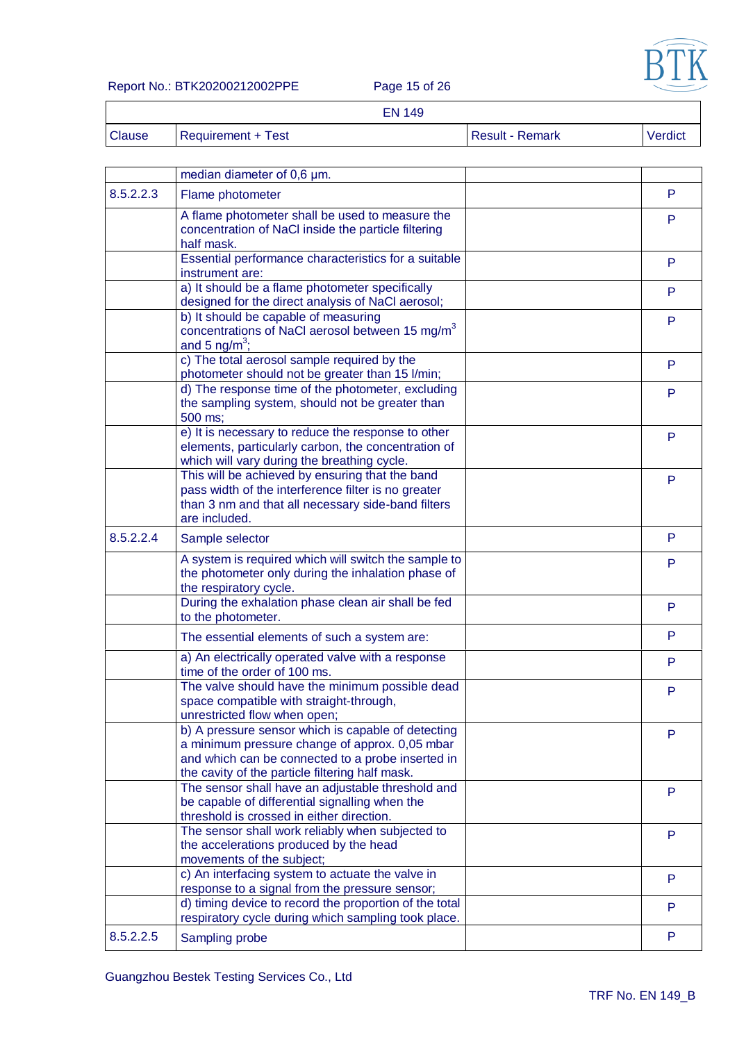| EN 149 | | | |
|---|---|---|---|
| Clause | Requirement + Test | Result - Remark | Verdict |
| | median diameter of 0,6 µm. | | |
| 8.5.2.2.3 | Flame photometer | | P |
| | A flame photometer shall be used to measure the concentration of NaCl inside the particle filtering half mask. | | P |
| | Essential performance characteristics for a suitable instrument are: | | P |
| | a) It should be a flame photometer specifically designed for the direct analysis of NaCl aerosol; | | P |
| | b) It should be capable of measuring concentrations of NaCl aerosol between 15 mg/$m^3$ and 5 ng/$m^3$; | | P |
| | c) The total aerosol sample required by the photometer should not be greater than 15 l/min; | | P |
| | d) The response time of the photometer, excluding the sampling system, should not be greater than 500 ms; | | P |
| | e) It is necessary to reduce the response to other elements, particularly carbon, the concentration of which will vary during the breathing cycle. | | P |
| | This will be achieved by ensuring that the band pass width of the interference filter is no greater than 3 nm and that all necessary side-band filters are included. | | P |
| 8.5.2.2.4 | Sample selector | | P |
| | A system is required which will switch the sample to the photometer only during the inhalation phase of the respiratory cycle. | | P |
| | During the exhalation phase clean air shall be fed to the photometer. | | P |
| | The essential elements of such a system are: | | P |
| | a) An electrically operated valve with a response time of the order of 100 ms. | | P |
| | The valve should have the minimum possible dead space compatible with straight-through, unrestricted flow when open; | | P |
| | b) A pressure sensor which is capable of detecting a minimum pressure change of approx. 0,05 mbar and which can be connected to a probe inserted in the cavity of the particle filtering half mask. | | P |
| | The sensor shall have an adjustable threshold and be capable of differential signalling when the threshold is crossed in either direction. | | P |
| | The sensor shall work reliably when subjected to the accelerations produced by the head movements of the subject; | | P |
| | c) An interfacing system to actuate the valve in response to a signal from the pressure sensor; | | P |
| | d) timing device to record the proportion of the total respiratory cycle during which sampling took place. | | P |
| 8.5.2.2.5 | Sampling probe | | P |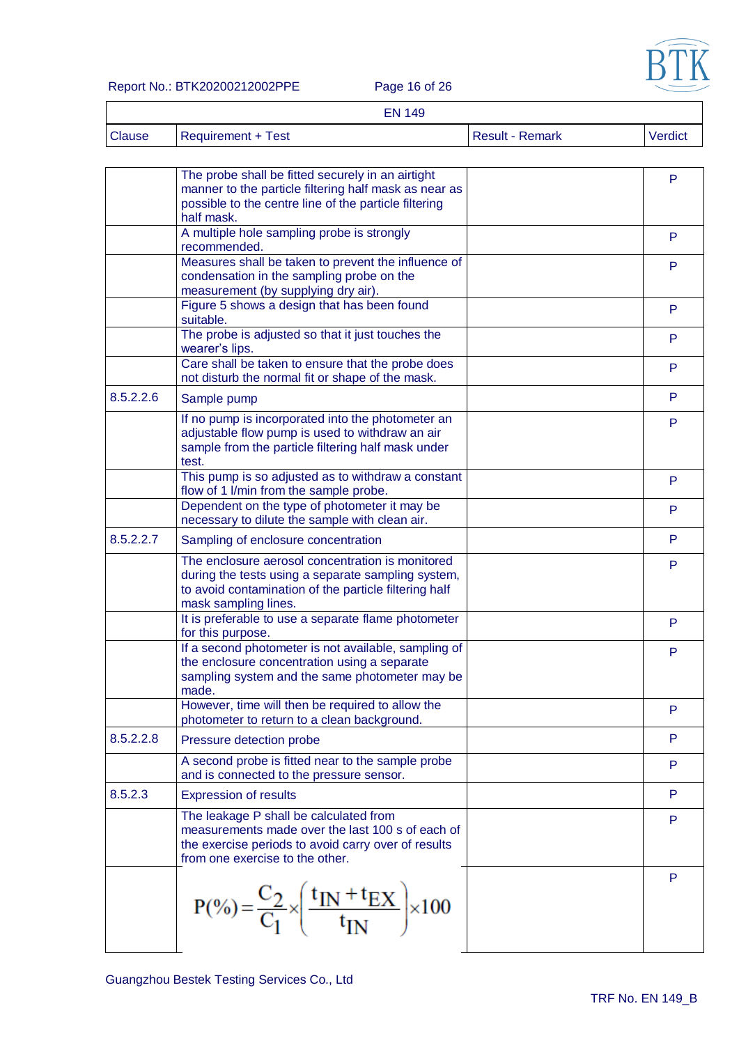| EN 149 | | | |
|---|---|---|---|
| Clause | Requirement + Test | Result - Remark | Verdict |
| | The probe shall be fitted securely in an airtight manner to the particle filtering half mask as near as possible to the centre line of the particle filtering half mask. | | P |
| | A multiple hole sampling probe is strongly recommended. | | P |
| | Measures shall be taken to prevent the influence of condensation in the sampling probe on the measurement (by supplying dry air). | | P |
| | Figure 5 shows a design that has been found suitable. | | P |
| | The probe is adjusted so that it just touches the wearer's lips. | | P |
| | Care shall be taken to ensure that the probe does not disturb the normal fit or shape of the mask. | | P |
| 8.5.2.2.6 | Sample pump | | P |
| | If no pump is incorporated into the photometer an adjustable flow pump is used to withdraw an air sample from the particle filtering half mask under test. | | P |
| | This pump is so adjusted as to withdraw a constant flow of 1 l/min from the sample probe. | | P |
| | Dependent on the type of photometer it may be necessary to dilute the sample with clean air. | | P |
| 8.5.2.2.7 | Sampling of enclosure concentration | | P |
| | The enclosure aerosol concentration is monitored during the tests using a separate sampling system, to avoid contamination of the particle filtering half mask sampling lines. | | P |
| | It is preferable to use a separate flame photometer for this purpose. | | P |
| | If a second photometer is not available, sampling of the enclosure concentration using a separate sampling system and the same photometer may be made. | | P |
| | However, time will then be required to allow the photometer to return to a clean background. | | P |
| 8.5.2.2.8 | Pressure detection probe | | P |
| | A second probe is fitted near to the sample probe and is connected to the pressure sensor. | | P |
| 8.5.2.3 | Expression of results | | P |
| | The leakage P shall be calculated from measurements made over the last 100 s of each of the exercise periods to avoid carry over of results from one exercise to the other. | | P |
| | $P(\%) = \frac{C_2}{C_1} \times \left( \frac{t_{IN} + t_{EX}}{t_{IN}} \right) \times 100$ | | P |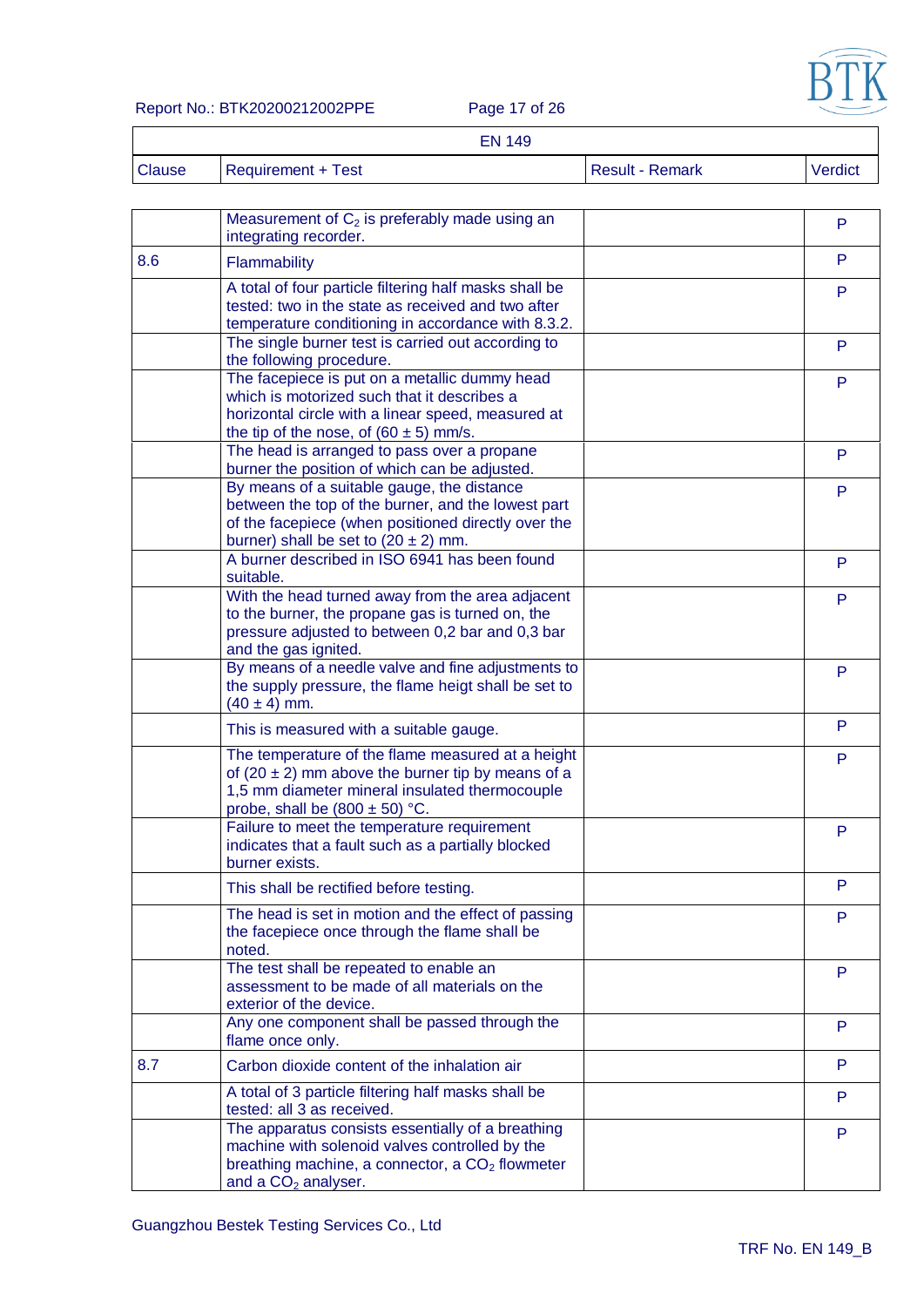| EN 149 | | | |
|---|---|---|---|
| Clause | Requirement + Test | Result - Remark | Verdict |
| | Measurement of $C_2$ is preferably made using an integrating recorder. | | P |
| 8.6 | Flammability | | P |
| | A total of four particle filtering half masks shall be tested: two in the state as received and two after temperature conditioning in accordance with 8.3.2. | | P |
| | The single burner test is carried out according to the following procedure. | | P |
| | The facepiece is put on a metallic dummy head which is motorized such that it describes a horizontal circle with a linear speed, measured at the tip of the nose, of (60 ± 5) mm/s. | | P |
| | The head is arranged to pass over a propane burner the position of which can be adjusted. | | P |
| | By means of a suitable gauge, the distance between the top of the burner, and the lowest part of the facepiece (when positioned directly over the burner) shall be set to (20 ± 2) mm. | | P |
| | A burner described in ISO 6941 has been found suitable. | | P |
| | With the head turned away from the area adjacent to the burner, the propane gas is turned on, the pressure adjusted to between 0,2 bar and 0,3 bar and the gas ignited. | | P |
| | By means of a needle valve and fine adjustments to the supply pressure, the flame heigt shall be set to (40 ± 4) mm. | | P |
| | This is measured with a suitable gauge. | | P |
| | The temperature of the flame measured at a height of (20 ± 2) mm above the burner tip by means of a 1,5 mm diameter mineral insulated thermocouple probe, shall be (800 ± 50) °C. | | P |
| | Failure to meet the temperature requirement indicates that a fault such as a partially blocked burner exists. | | P |
| | This shall be rectified before testing. | | P |
| | The head is set in motion and the effect of passing the facepiece once through the flame shall be noted. | | P |
| | The test shall be repeated to enable an assessment to be made of all materials on the exterior of the device. | | P |
| | Any one component shall be passed through the flame once only. | | P |
| 8.7 | Carbon dioxide content of the inhalation air | | P |
| | A total of 3 particle filtering half masks shall be tested: all 3 as received. | | P |
| | The apparatus consists essentially of a breathing machine with solenoid valves controlled by the breathing machine, a connector, a $CO_2$ flowmeter and a $CO_2$ analyser. | | P |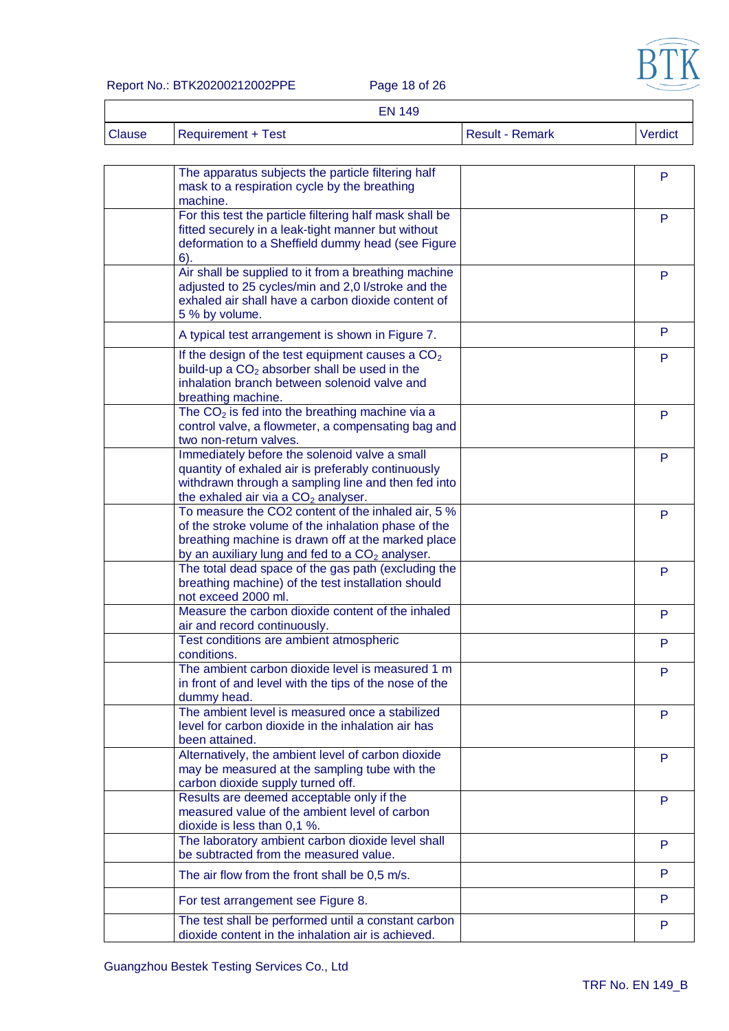| EN 149 | | | |
|---|---|---|---|
| Clause | Requirement + Test | Result - Remark | Verdict |
| | The apparatus subjects the particle filtering half mask to a respiration cycle by the breathing machine. | | P |
| | For this test the particle filtering half mask shall be fitted securely in a leak-tight manner but without deformation to a Sheffield dummy head (see Figure 6). | | P |
| | Air shall be supplied to it from a breathing machine adjusted to 25 cycles/min and 2,0 l/stroke and the exhaled air shall have a carbon dioxide content of 5 % by volume. | | P |
| | A typical test arrangement is shown in Figure 7. | | P |
| | If the design of the test equipment causes a $CO_2$ build-up a $CO_2$ absorber shall be used in the inhalation branch between solenoid valve and breathing machine. | | P |
| | The $CO_2$ is fed into the breathing machine via a control valve, a flowmeter, a compensating bag and two non-return valves. | | P |
| | Immediately before the solenoid valve a small quantity of exhaled air is preferably continuously withdrawn through a sampling line and then fed into the exhaled air via a $CO_2$ analyser. | | P |
| | To measure the CO2 content of the inhaled air, 5 % of the stroke volume of the inhalation phase of the breathing machine is drawn off at the marked place by an auxiliary lung and fed to a $CO_2$ analyser. | | P |
| | The total dead space of the gas path (excluding the breathing machine) of the test installation should not exceed 2000 ml. | | P |
| | Measure the carbon dioxide content of the inhaled air and record continuously. | | P |
| | Test conditions are ambient atmospheric conditions. | | P |
| | The ambient carbon dioxide level is measured 1 m in front of and level with the tips of the nose of the dummy head. | | P |
| | The ambient level is measured once a stabilized level for carbon dioxide in the inhalation air has been attained. | | P |
| | Alternatively, the ambient level of carbon dioxide may be measured at the sampling tube with the carbon dioxide supply turned off. | | P |
| | Results are deemed acceptable only if the measured value of the ambient level of carbon dioxide is less than 0,1 %. | | P |
| | The laboratory ambient carbon dioxide level shall be subtracted from the measured value. | | P |
| | The air flow from the front shall be 0,5 m/s. | | P |
| | For test arrangement see Figure 8. | | P |
| | The test shall be performed until a constant carbon dioxide content in the inhalation air is achieved. | | P |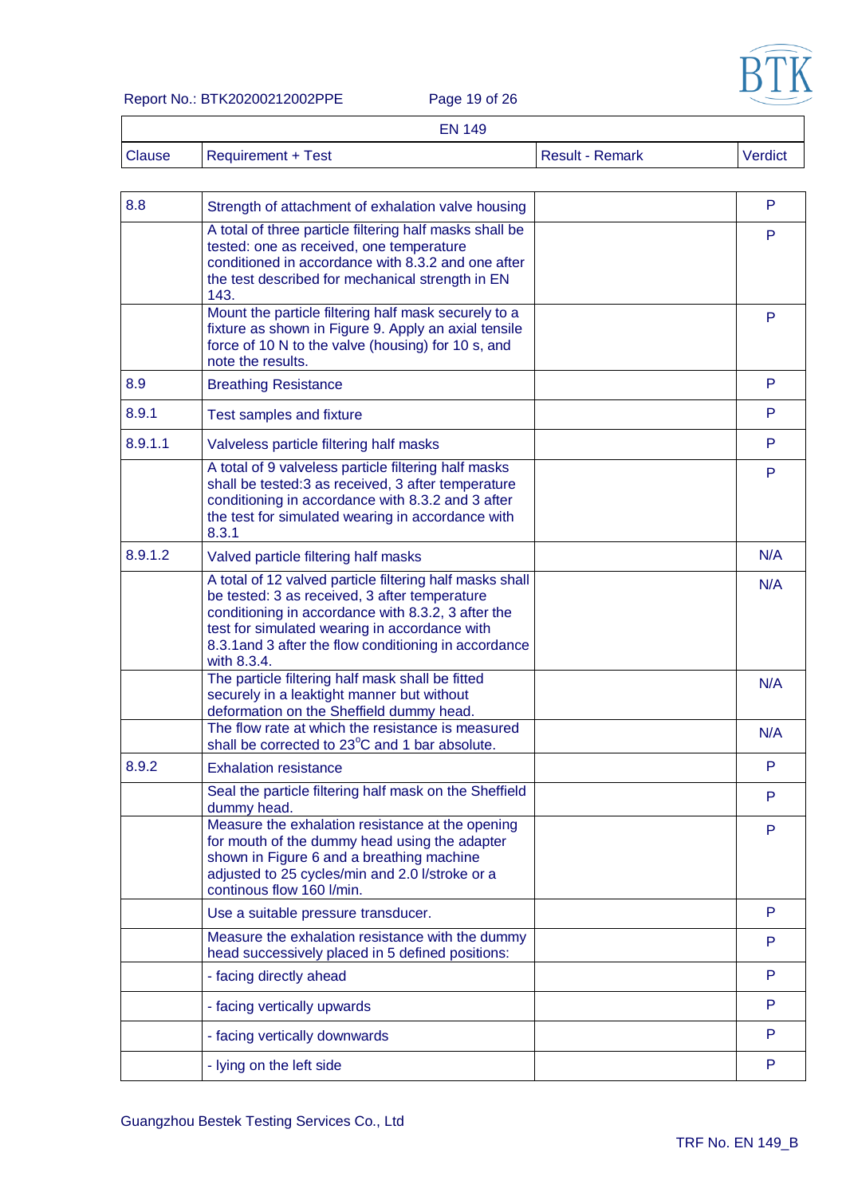| EN 149 | | | |
|---|---|---|---|
| Clause | Requirement + Test | Result - Remark | Verdict |
| 8.8 | Strength of attachment of exhalation valve housing | | P |
| | A total of three particle filtering half masks shall be tested: one as received, one temperature conditioned in accordance with 8.3.2 and one after the test described for mechanical strength in EN 143. | | P |
| | Mount the particle filtering half mask securely to a fixture as shown in Figure 9. Apply an axial tensile force of 10 N to the valve (housing) for 10 s, and note the results. | | P |
| 8.9 | Breathing Resistance | | P |
| 8.9.1 | Test samples and fixture | | P |
| 8.9.1.1 | Valveless particle filtering half masks | | P |
| | A total of 9 valveless particle filtering half masks shall be tested:3 as received, 3 after temperature conditioning in accordance with 8.3.2 and 3 after the test for simulated wearing in accordance with 8.3.1 | | P |
| 8.9.1.2 | Valved particle filtering half masks | | N/A |
| | A total of 12 valved particle filtering half masks shall be tested: 3 as received, 3 after temperature conditioning in accordance with 8.3.2, 3 after the test for simulated wearing in accordance with 8.3.1and 3 after the flow conditioning in accordance with 8.3.4. | | N/A |
| | The particle filtering half mask shall be fitted securely in a leaktight manner but without deformation on the Sheffield dummy head. | | N/A |
| | The flow rate at which the resistance is measured shall be corrected to 23°C and 1 bar absolute. | | N/A |
| 8.9.2 | Exhalation resistance | | P |
| | Seal the particle filtering half mask on the Sheffield dummy head. | | P |
| | Measure the exhalation resistance at the opening for mouth of the dummy head using the adapter shown in Figure 6 and a breathing machine adjusted to 25 cycles/min and 2.0 l/stroke or a continous flow 160 l/min. | | P |
| | Use a suitable pressure transducer. | | P |
| | Measure the exhalation resistance with the dummy head successively placed in 5 defined positions: | | P |
| | - facing directly ahead | | P |
| | - facing vertically upwards | | P |
| | - facing vertically downwards | | P |
| | - lying on the left side | | P |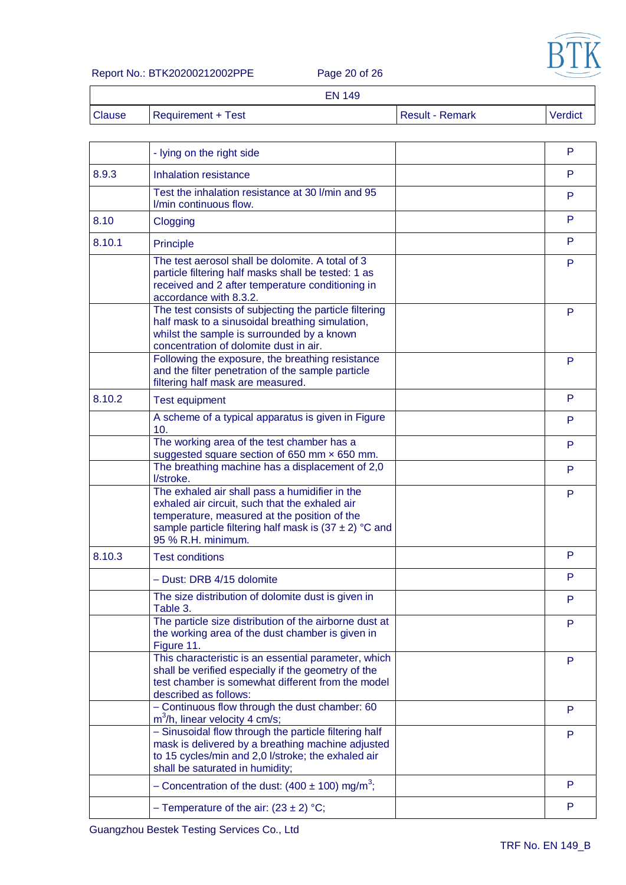| EN 149 | | | |
|---|---|---|---|
| Clause | Requirement + Test | Result - Remark | Verdict |
| | - lying on the right side | | P |
| 8.9.3 | Inhalation resistance | | P |
| | Test the inhalation resistance at 30 l/min and 95 l/min continuous flow. | | P |
| 8.10 | Clogging | | P |
| 8.10.1 | Principle | | P |
| | The test aerosol shall be dolomite. A total of 3 particle filtering half masks shall be tested: 1 as received and 2 after temperature conditioning in accordance with 8.3.2. | | P |
| | The test consists of subjecting the particle filtering half mask to a sinusoidal breathing simulation, whilst the sample is surrounded by a known concentration of dolomite dust in air. | | P |
| | Following the exposure, the breathing resistance and the filter penetration of the sample particle filtering half mask are measured. | | P |
| 8.10.2 | Test equipment | | P |
| | A scheme of a typical apparatus is given in Figure 10. | | P |
| | The working area of the test chamber has a suggested square section of 650 mm × 650 mm. | | P |
| | The breathing machine has a displacement of 2,0 l/stroke. | | P |
| | The exhaled air shall pass a humidifier in the exhaled air circuit, such that the exhaled air temperature, measured at the position of the sample particle filtering half mask is (37 ± 2) °C and 95 % R.H. minimum. | | P |
| 8.10.3 | Test conditions | | P |
| | – Dust: DRB 4/15 dolomite | | P |
| | The size distribution of dolomite dust is given in Table 3. | | P |
| | The particle size distribution of the airborne dust at the working area of the dust chamber is given in Figure 11. | | P |
| | This characteristic is an essential parameter, which shall be verified especially if the geometry of the test chamber is somewhat different from the model described as follows: | | P |
| | – Continuous flow through the dust chamber: 60 $m^3$/h, linear velocity 4 cm/s; | | P |
| | – Sinusoidal flow through the particle filtering half mask is delivered by a breathing machine adjusted to 15 cycles/min and 2,0 l/stroke; the exhaled air shall be saturated in humidity; | | P |
| | – Concentration of the dust: (400 ± 100) mg/$m^3$; | | P |
| | – Temperature of the air: (23 ± 2) °C; | | P |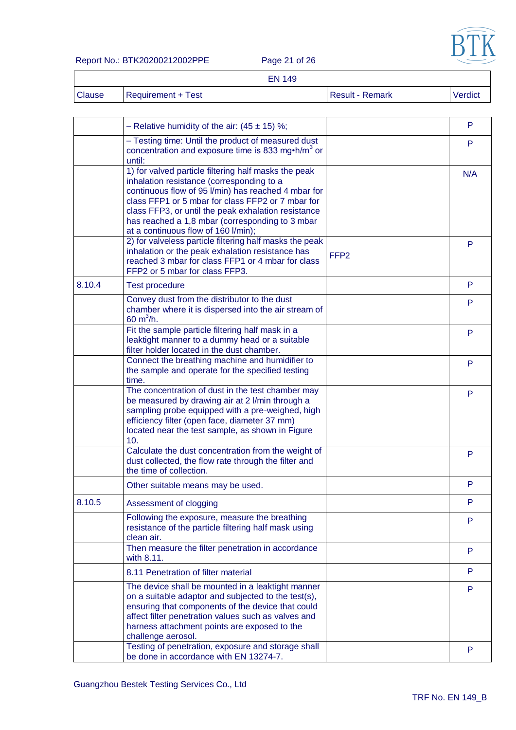| EN 149 | | | |
|---|---|---|---|
| Clause | Requirement + Test | Result - Remark | Verdict |
| | – Relative humidity of the air: (45 ± 15) %; | | P |
| | – Testing time: Until the product of measured dust concentration and exposure time is 833 mg•h/m$^3$ or until: | | P |
| | 1) for valved particle filtering half masks the peak inhalation resistance (corresponding to a continuous flow of 95 l/min) has reached 4 mbar for class FFP1 or 5 mbar for class FFP2 or 7 mbar for class FFP3, or until the peak exhalation resistance has reached a 1,8 mbar (corresponding to 3 mbar at a continuous flow of 160 l/min); | | N/A |
| | 2) for valveless particle filtering half masks the peak inhalation or the peak exhalation resistance has reached 3 mbar for class FFP1 or 4 mbar for class FFP2 or 5 mbar for class FFP3. | FFP2 | P |
| 8.10.4 | Test procedure | | P |
| | Convey dust from the distributor to the dust chamber where it is dispersed into the air stream of 60 m$^3$/h. | | P |
| | Fit the sample particle filtering half mask in a leaktight manner to a dummy head or a suitable filter holder located in the dust chamber. | | P |
| | Connect the breathing machine and humidifier to the sample and operate for the specified testing time. | | P |
| | The concentration of dust in the test chamber may be measured by drawing air at 2 l/min through a sampling probe equipped with a pre-weighed, high efficiency filter (open face, diameter 37 mm) located near the test sample, as shown in Figure 10. | | P |
| | Calculate the dust concentration from the weight of dust collected, the flow rate through the filter and the time of collection. | | P |
| | Other suitable means may be used. | | P |
| 8.10.5 | Assessment of clogging | | P |
| | Following the exposure, measure the breathing resistance of the particle filtering half mask using clean air. | | P |
| | Then measure the filter penetration in accordance with 8.11. | | P |
| | 8.11 Penetration of filter material | | P |
| | The device shall be mounted in a leaktight manner on a suitable adaptor and subjected to the test(s), ensuring that components of the device that could affect filter penetration values such as valves and harness attachment points are exposed to the challenge aerosol. | | P |
| | Testing of penetration, exposure and storage shall be done in accordance with EN 13274-7. | | P |

Guangzhou Bestek Testing Services Co., Ltd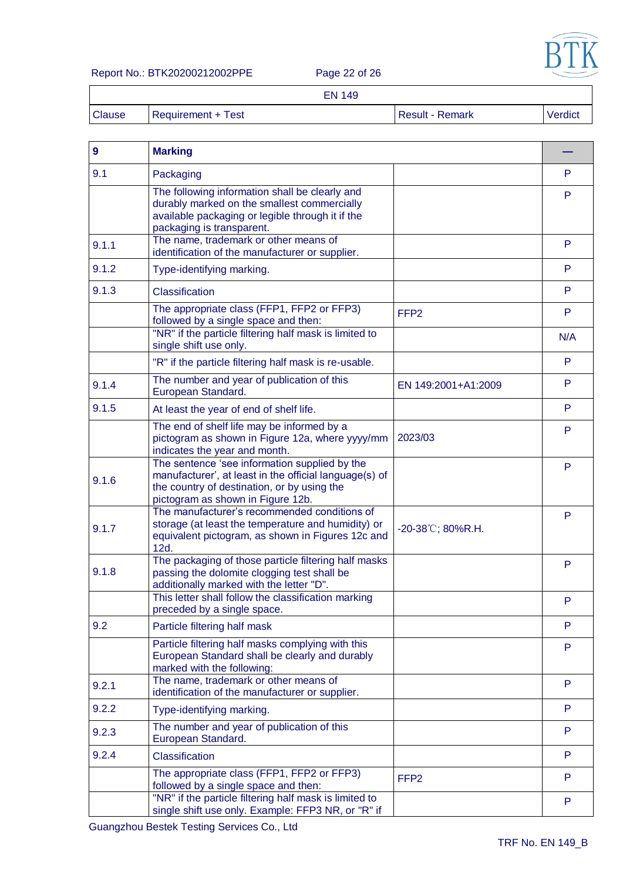| EN 149 | | | |
|---|---|---|---|
| Clause | Requirement + Test | Result - Remark | Verdict |
| **9** | **Marking** | | — |
| 9.1 | Packaging | | P |
| | The following information shall be clearly and durably marked on the smallest commercially available packaging or legible through it if the packaging is transparent. | | P |
| 9.1.1 | The name, trademark or other means of identification of the manufacturer or supplier. | | P |
| 9.1.2 | Type-identifying marking. | | P |
| 9.1.3 | Classification | | P |
| | The appropriate class (FFP1, FFP2 or FFP3) followed by a single space and then: | FFP2 | P |
| | "NR" if the particle filtering half mask is limited to single shift use only. | | N/A |
| | "R" if the particle filtering half mask is re-usable. | | P |
| 9.1.4 | The number and year of publication of this European Standard. | EN 149:2001+A1:2009 | P |
| 9.1.5 | At least the year of end of shelf life. | | P |
| | The end of shelf life may be informed by a pictogram as shown in Figure 12a, where yyyy/mm indicates the year and month. | 2023/03 | P |
| 9.1.6 | The sentence 'see information supplied by the manufacturer', at least in the official language(s) of the country of destination, or by using the pictogram as shown in Figure 12b. | | P |
| 9.1.7 | The manufacturer's recommended conditions of storage (at least the temperature and humidity) or equivalent pictogram, as shown in Figures 12c and 12d. | -20-38℃; 80%R.H. | P |
| 9.1.8 | The packaging of those particle filtering half masks passing the dolomite clogging test shall be additionally marked with the letter "D". | | P |
| | This letter shall follow the classification marking preceded by a single space. | | P |
| 9.2 | Particle filtering half mask | | P |
| | Particle filtering half masks complying with this European Standard shall be clearly and durably marked with the following: | | P |
| 9.2.1 | The name, trademark or other means of identification of the manufacturer or supplier. | | P |
| 9.2.2 | Type-identifying marking. | | P |
| 9.2.3 | The number and year of publication of this European Standard. | | P |
| 9.2.4 | Classification | | P |
| | The appropriate class (FFP1, FFP2 or FFP3) followed by a single space and then: | FFP2 | P |
| | "NR" if the particle filtering half mask is limited to single shift use only. Example: FFP3 NR, or "R" if | | P |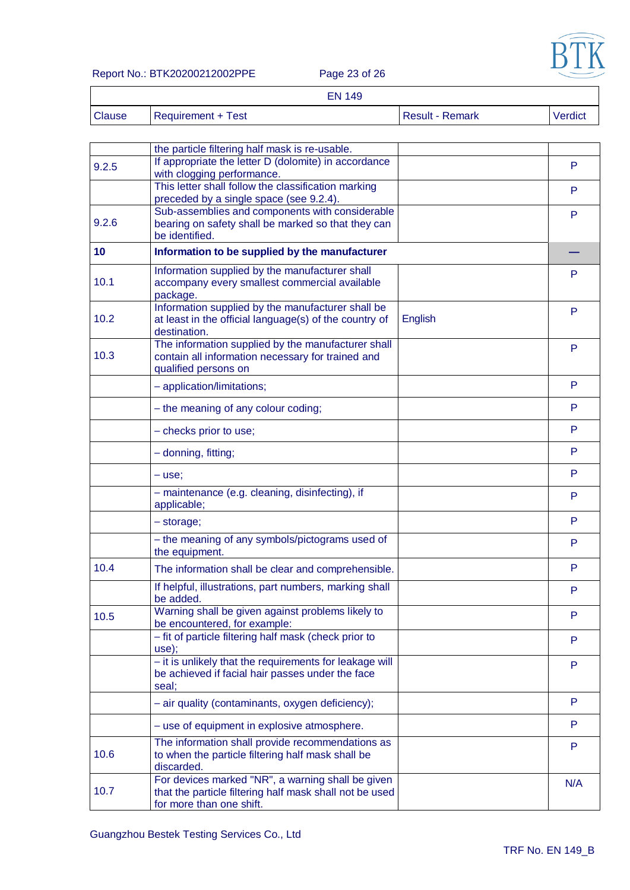| Clause | Requirement + Test | Result - Remark | Verdict |
|---|---|---|---|
| | the particle filtering half mask is re-usable. | | |
| 9.2.5 | If appropriate the letter D (dolomite) in accordance with clogging performance. | | P |
| | This letter shall follow the classification marking preceded by a single space (see 9.2.4). | | P |
| 9.2.6 | Sub-assemblies and components with considerable bearing on safety shall be marked so that they can be identified. | | P |
| **10** | **Information to be supplied by the manufacturer** | | — |
| 10.1 | Information supplied by the manufacturer shall accompany every smallest commercial available package. | | P |
| 10.2 | Information supplied by the manufacturer shall be at least in the official language(s) of the country of destination. | English | P |
| 10.3 | The information supplied by the manufacturer shall contain all information necessary for trained and qualified persons on | | P |
| | – application/limitations; | | P |
| | – the meaning of any colour coding; | | P |
| | – checks prior to use; | | P |
| | – donning, fitting; | | P |
| | – use; | | P |
| | – maintenance (e.g. cleaning, disinfecting), if applicable; | | P |
| | – storage; | | P |
| | – the meaning of any symbols/pictograms used of the equipment. | | P |
| 10.4 | The information shall be clear and comprehensible. | | P |
| | If helpful, illustrations, part numbers, marking shall be added. | | P |
| 10.5 | Warning shall be given against problems likely to be encountered, for example: | | P |
| | – fit of particle filtering half mask (check prior to use); | | P |
| | – it is unlikely that the requirements for leakage will be achieved if facial hair passes under the face seal; | | P |
| | – air quality (contaminants, oxygen deficiency); | | P |
| | – use of equipment in explosive atmosphere. | | P |
| 10.6 | The information shall provide recommendations as to when the particle filtering half mask shall be discarded. | | P |
| 10.7 | For devices marked "NR", a warning shall be given that the particle filtering half mask shall not be used for more than one shift. | | N/A |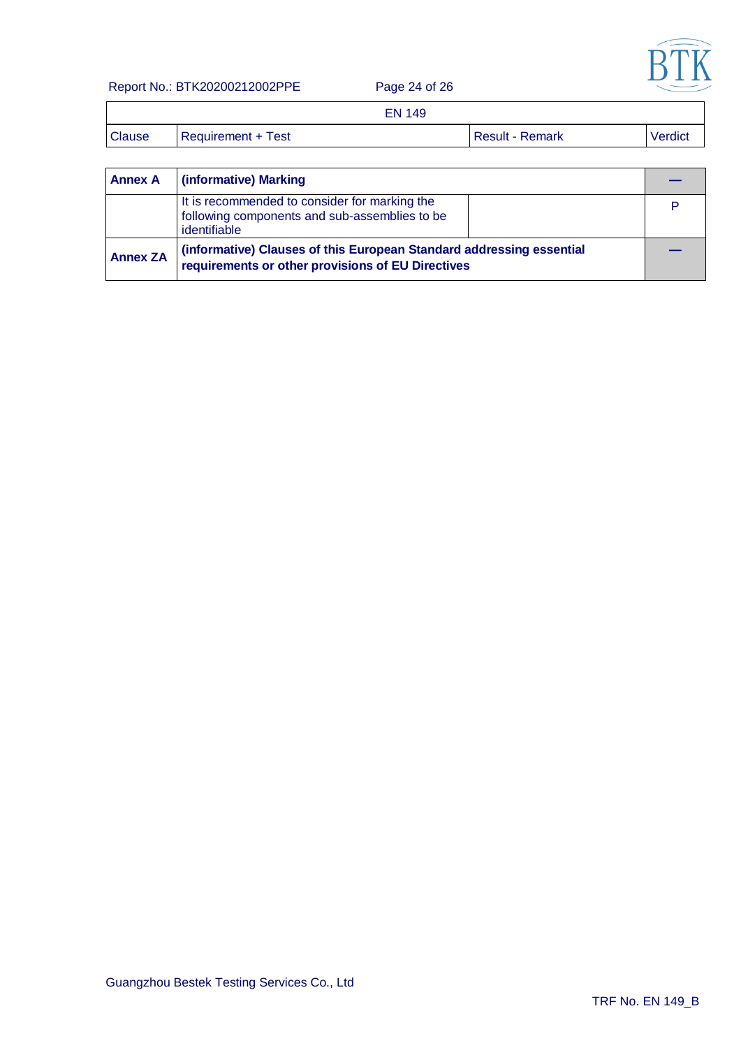| EN 149 | | | |
|---|---|---|---|
| Clause | Requirement + Test | Result - Remark | Verdict |
| **Annex A** | **(informative) Marking** | | — |
| | It is recommended to consider for marking the following components and sub-assemblies to be identifiable | | P |
| **Annex ZA** | **(informative) Clauses of this European Standard addressing essential requirements or other provisions of EU Directives** | | — |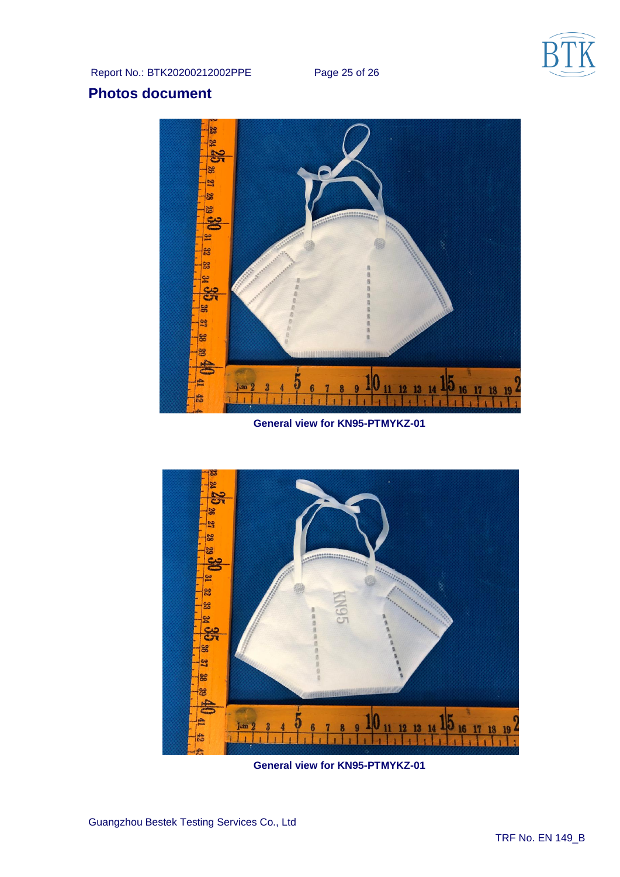## Photos document

General view for KN95-PTMYKZ-01

General view for KN95-PTMYKZ-01

Guangzhou Bestek Testing Services Co., Ltd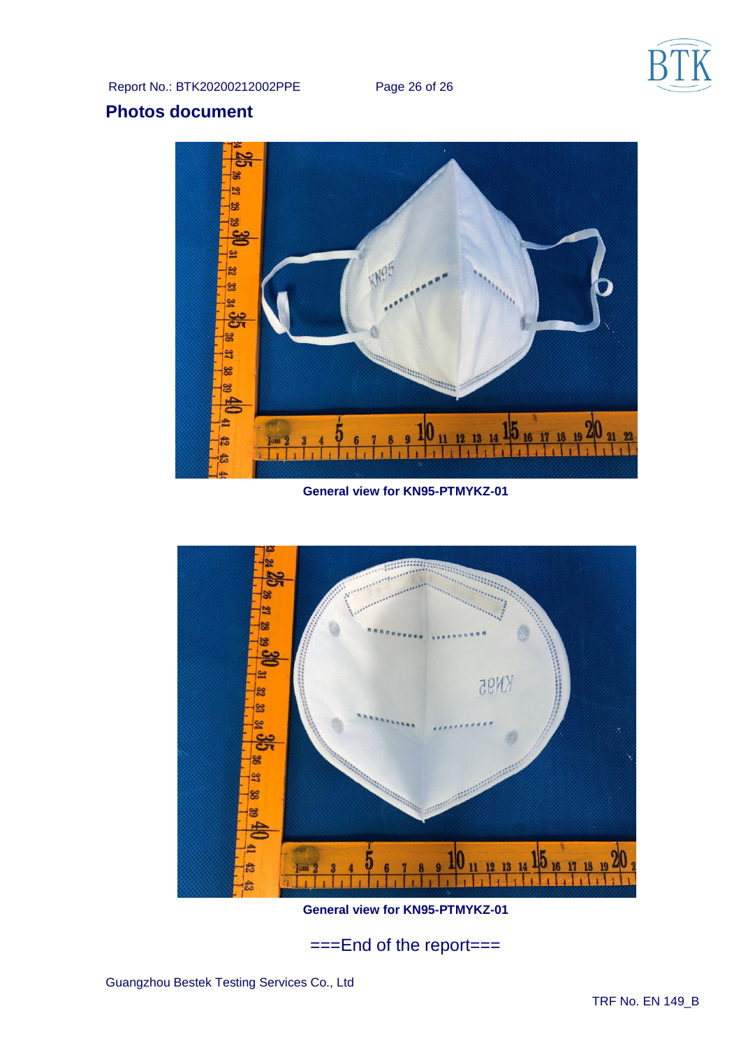## Photos document

General view for KN95-PTMYKZ-01

General view for KN95-PTMYKZ-01

===End of the report===

Guangzhou Bestek Testing Services Co., Ltd